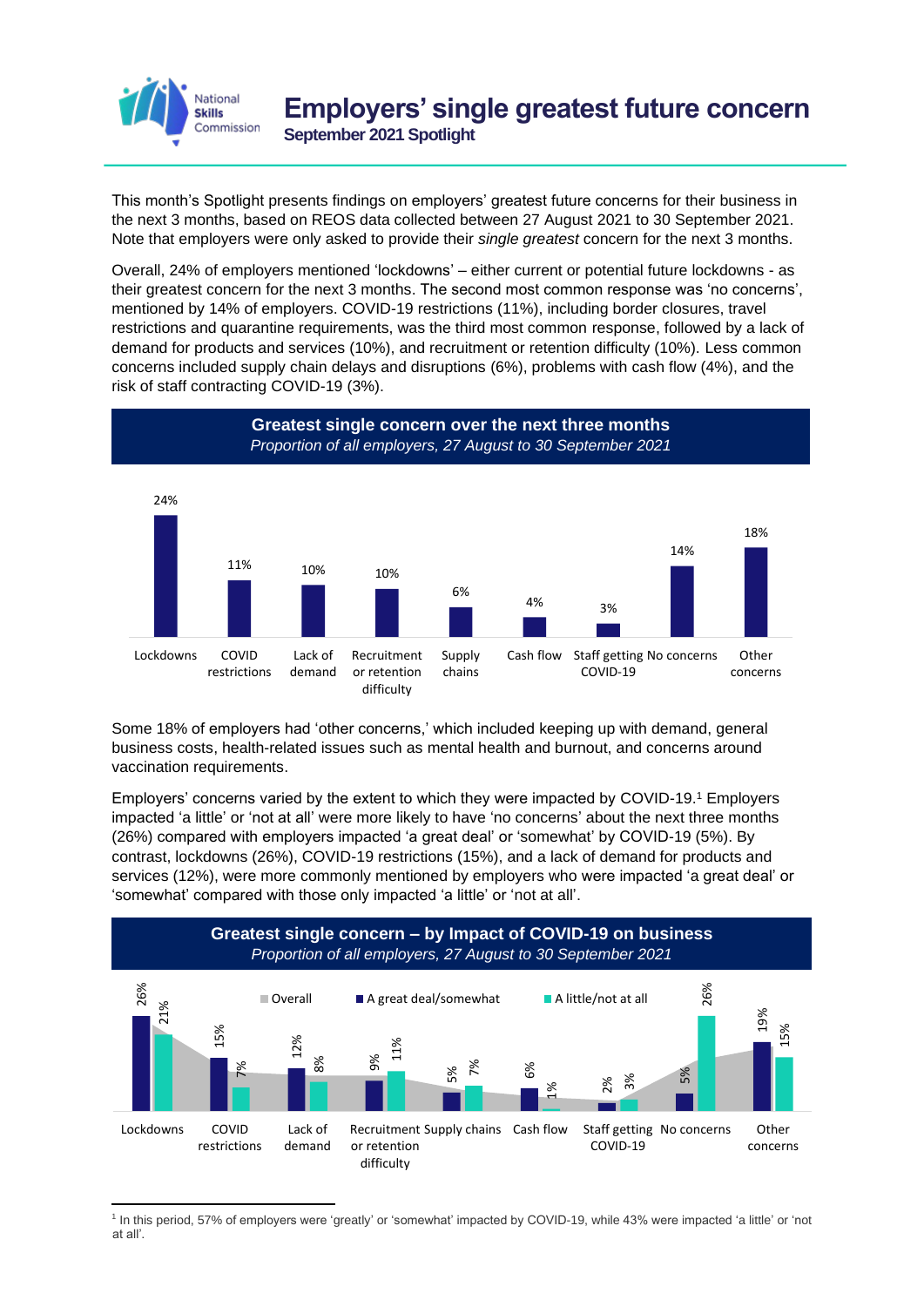# Employers' single greatest future concern

**September 2021 Spotlight**

This month's Spotlight presents findings on employers' greatest future concerns for their business in the next 3 months, based on REOS data collected between 27 August 2021 to 30 September 2021. Note that employers were only asked to provide their *single greatest* concern for the next 3 months.

Overall, 24% of employers mentioned 'lockdowns' – either current or potential future lockdowns - as their greatest concern for the next 3 months. The second most common response was 'no concerns', mentioned by 14% of employers. COVID-19 restrictions (11%), including border closures, travel restrictions and quarantine requirements, was the third most common response, followed by a lack of demand for products and services (10%), and recruitment or retention difficulty (10%). Less common concerns included supply chain delays and disruptions (6%), problems with cash flow (4%), and the risk of staff contracting COVID-19 (3%).

**Greatest single concern over the next three months**
*Proportion of all employers, 27 August to 30 September 2021*

| Concern | Proportion |
|---|---|
| Lockdowns | 24% |
| COVID restrictions | 11% |
| Lack of demand | 10% |
| Recruitment or retention difficulty | 10% |
| Supply chains | 6% |
| Cash flow | 4% |
| Staff getting COVID-19 | 3% |
| No concerns | 14% |
| Other concerns | 18% |

Some 18% of employers had 'other concerns,' which included keeping up with demand, general business costs, health-related issues such as mental health and burnout, and concerns around vaccination requirements.

Employers' concerns varied by the extent to which they were impacted by COVID-19.[1] Employers impacted 'a little' or 'not at all' were more likely to have 'no concerns' about the next three months (26%) compared with employers impacted 'a great deal' or 'somewhat' by COVID-19 (5%). By contrast, lockdowns (26%), COVID-19 restrictions (15%), and a lack of demand for products and services (12%), were more commonly mentioned by employers who were impacted 'a great deal' or 'somewhat' compared with those only impacted 'a little' or 'not at all'.

**Greatest single concern – by Impact of COVID-19 on business**
*Proportion of all employers, 27 August to 30 September 2021*

| Concern | A great deal/somewhat | A little/not at all |
|---|---|---|
| Lockdowns | 26% | 21% |
| COVID restrictions | 15% | 7% |
| Lack of demand | 12% | 8% |
| Recruitment or retention difficulty | 9% | 11% |
| Supply chains | 5% | 7% |
| Cash flow | 6% | 1% |
| Staff getting COVID-19 | 2% | 3% |
| No concerns | 5% | 26% |
| Other concerns | 19% | 15% |

[1] In this period, 57% of employers were 'greatly' or 'somewhat' impacted by COVID-19, while 43% were impacted 'a little' or 'not at all'.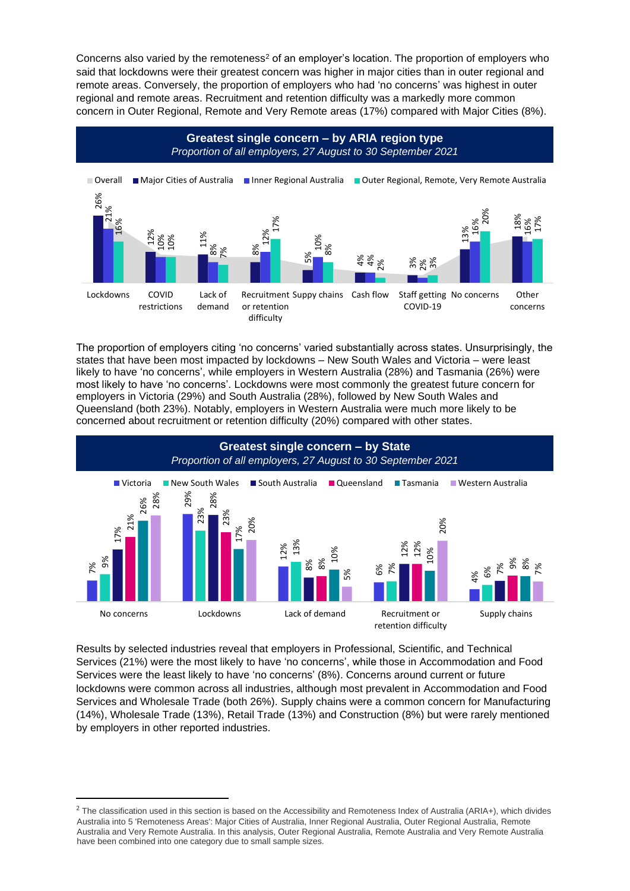Concerns also varied by the remoteness[2] of an employer's location. The proportion of employers who said that lockdowns were their greatest concern was higher in major cities than in outer regional and remote areas. Conversely, the proportion of employers who had 'no concerns' was highest in outer regional and remote areas. Recruitment and retention difficulty was a markedly more common concern in Outer Regional, Remote and Very Remote areas (17%) compared with Major Cities (8%).

**Greatest single concern – by ARIA region type**
*Proportion of all employers, 27 August to 30 September 2021*

| Concern | Major Cities of Australia | Inner Regional Australia | Outer Regional, Remote, Very Remote Australia |
|---|---|---|---|
| Lockdowns | 26% | 21% | 16% |
| COVID restrictions | 12% | 10% | 10% |
| Lack of demand | 11% | 8% | 7% |
| Recruitment or retention difficulty | 8% | 12% | 17% |
| Supply chains | 5% | 10% | 8% |
| Cash flow | 4% | 4% | 2% |
| Staff getting COVID-19 | 3% | 2% | 3% |
| No concerns | 13% | 16% | 20% |
| Other concerns | 18% | 16% | 17% |

The proportion of employers citing 'no concerns' varied substantially across states. Unsurprisingly, the states that have been most impacted by lockdowns – New South Wales and Victoria – were least likely to have 'no concerns', while employers in Western Australia (28%) and Tasmania (26%) were most likely to have 'no concerns'. Lockdowns were most commonly the greatest future concern for employers in Victoria (29%) and South Australia (28%), followed by New South Wales and Queensland (both 23%). Notably, employers in Western Australia were much more likely to be concerned about recruitment or retention difficulty (20%) compared with other states.

**Greatest single concern – by State**
*Proportion of all employers, 27 August to 30 September 2021*

| Concern | Victoria | New South Wales | South Australia | Queensland | Tasmania | Western Australia |
|---|---|---|---|---|---|---|
| No concerns | 7% | 9% | 17% | 21% | 26% | 28% |
| Lockdowns | 29% | 23% | 28% | 23% | 17% | 20% |
| Lack of demand | 12% | 13% | 8% | 8% | 10% | 5% |
| Recruitment or retention difficulty | 6% | 7% | 12% | 12% | 10% | 20% |
| Supply chains | 4% | 6% | 7% | 9% | 8% | 7% |

Results by selected industries reveal that employers in Professional, Scientific, and Technical Services (21%) were the most likely to have 'no concerns', while those in Accommodation and Food Services were the least likely to have 'no concerns' (8%). Concerns around current or future lockdowns were common across all industries, although most prevalent in Accommodation and Food Services and Wholesale Trade (both 26%). Supply chains were a common concern for Manufacturing (14%), Wholesale Trade (13%), Retail Trade (13%) and Construction (8%) but were rarely mentioned by employers in other reported industries.

[2] The classification used in this section is based on the Accessibility and Remoteness Index of Australia (ARIA+), which divides Australia into 5 'Remoteness Areas': Major Cities of Australia, Inner Regional Australia, Outer Regional Australia, Remote Australia and Very Remote Australia. In this analysis, Outer Regional Australia, Remote Australia and Very Remote Australia have been combined into one category due to small sample sizes.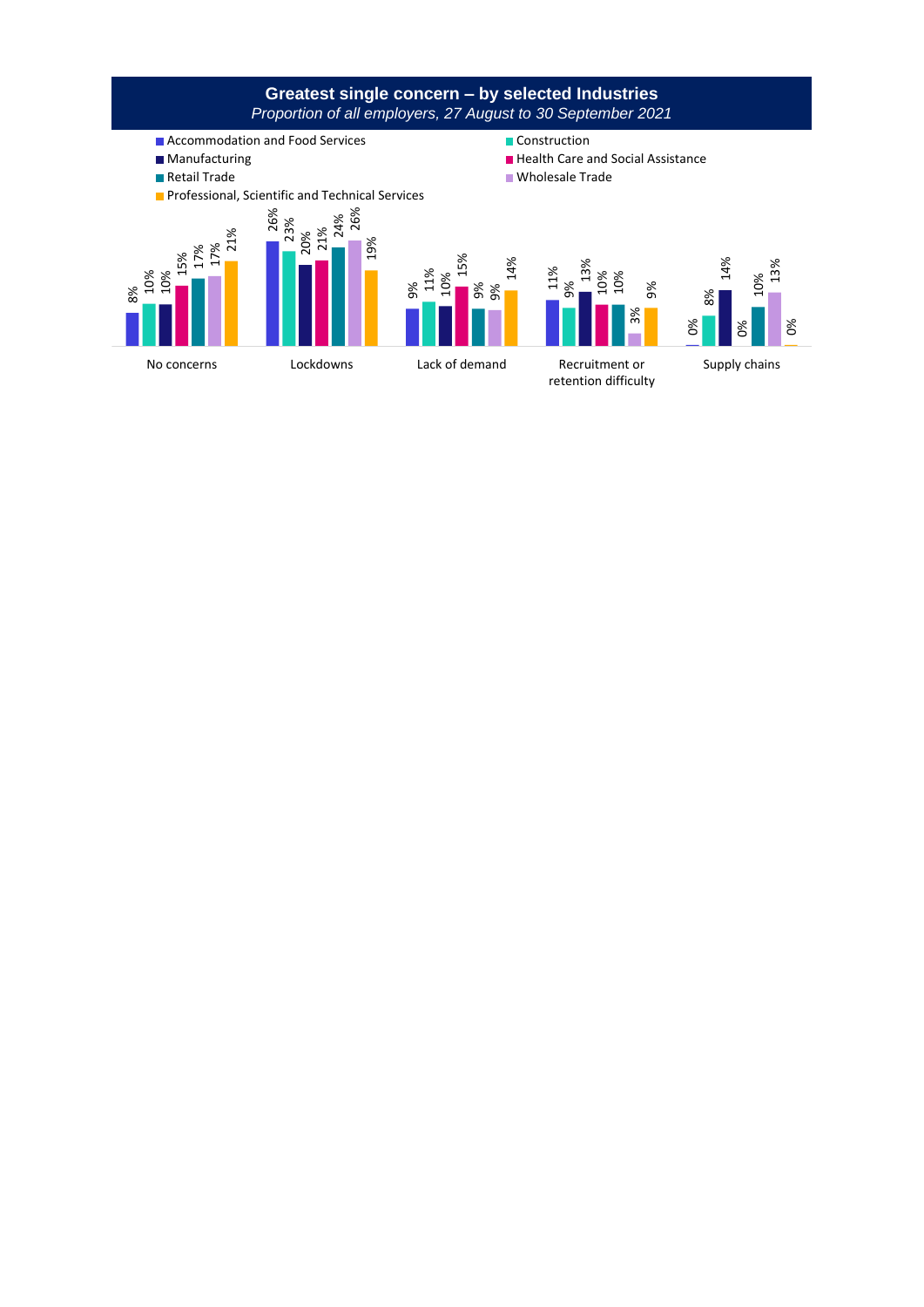**Greatest single concern – by selected Industries**

*Proportion of all employers, 27 August to 30 September 2021*

Accommodation and Food Services
Construction
Manufacturing
Health Care and Social Assistance
Retail Trade
Wholesale Trade
Professional, Scientific and Technical Services

No concerns: 8% 10% 10% 15% 17% 17% 21%

Lockdowns: 26% 23% 20% 21% 24% 26% 19%

Lack of demand: 9% 11% 10% 15% 9% 9% 14%

Recruitment or retention difficulty: 11% 9% 13% 10% 10% 3% 9%

Supply chains: 0% 8% 14% 0% 10% 13% 0%